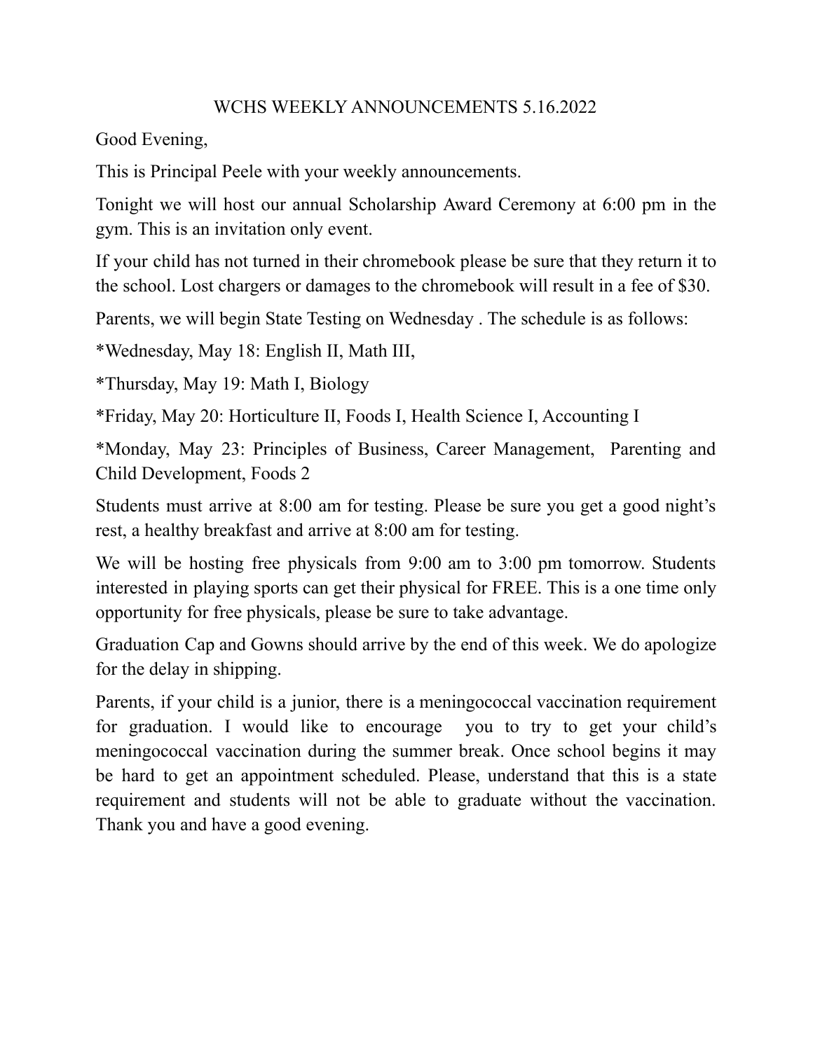# WCHS WEEKLY ANNOUNCEMENTS 5.16.2022

Good Evening,

This is Principal Peele with your weekly announcements.

Tonight we will host our annual Scholarship Award Ceremony at 6:00 pm in the gym. This is an invitation only event.

If your child has not turned in their chromebook please be sure that they return it to the school. Lost chargers or damages to the chromebook will result in a fee of $30.

Parents, we will begin State Testing on Wednesday . The schedule is as follows:

*Wednesday, May 18: English II, Math III,

*Thursday, May 19: Math I, Biology

*Friday, May 20: Horticulture II, Foods I, Health Science I, Accounting I

*Monday, May 23: Principles of Business, Career Management, Parenting and Child Development, Foods 2

Students must arrive at 8:00 am for testing. Please be sure you get a good night's rest, a healthy breakfast and arrive at 8:00 am for testing.

We will be hosting free physicals from 9:00 am to 3:00 pm tomorrow. Students interested in playing sports can get their physical for FREE. This is a one time only opportunity for free physicals, please be sure to take advantage.

Graduation Cap and Gowns should arrive by the end of this week. We do apologize for the delay in shipping.

Parents, if your child is a junior, there is a meningococcal vaccination requirement for graduation. I would like to encourage you to try to get your child's meningococcal vaccination during the summer break. Once school begins it may be hard to get an appointment scheduled. Please, understand that this is a state requirement and students will not be able to graduate without the vaccination. Thank you and have a good evening.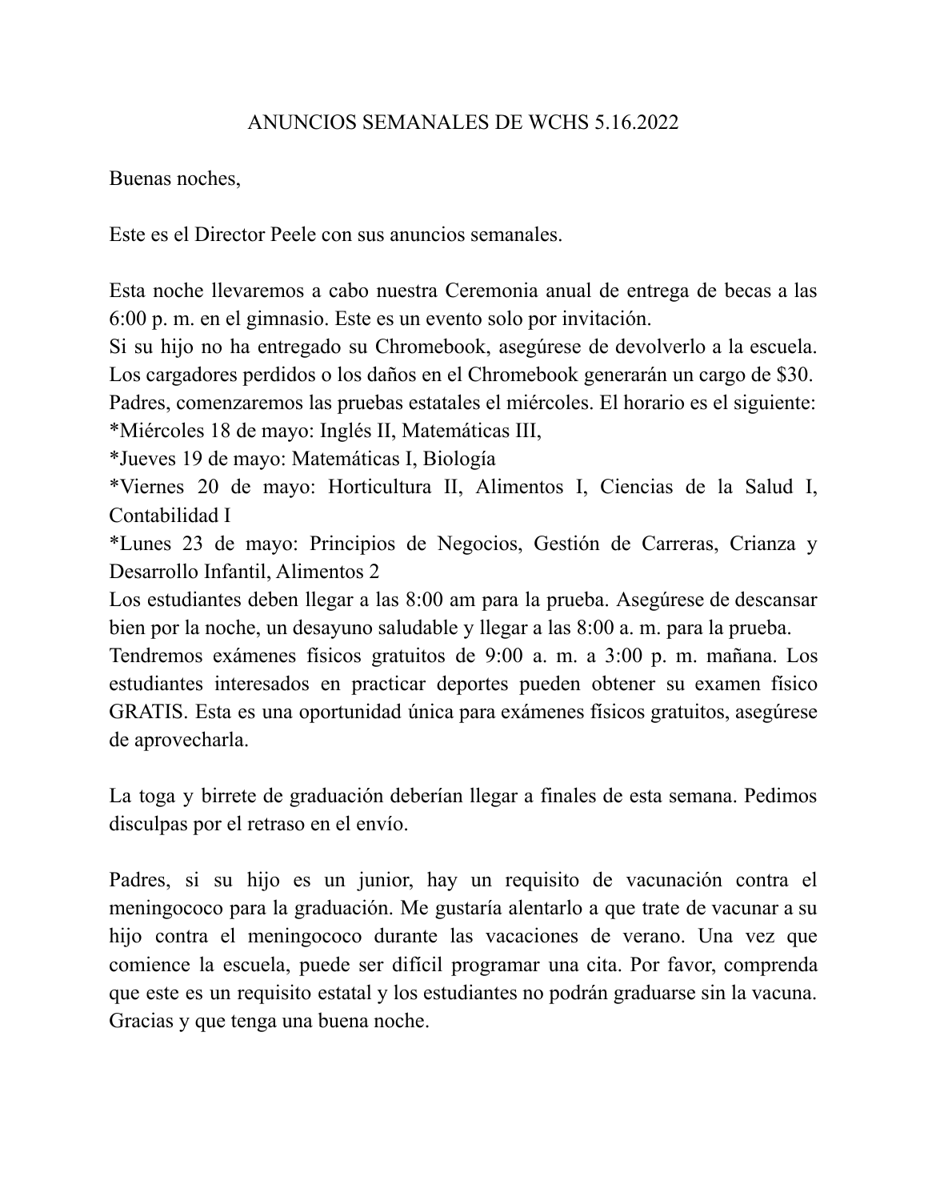# ANUNCIOS SEMANALES DE WCHS 5.16.2022

Buenas noches,

Este es el Director Peele con sus anuncios semanales.

Esta noche llevaremos a cabo nuestra Ceremonia anual de entrega de becas a las 6:00 p. m. en el gimnasio. Este es un evento solo por invitación.
Si su hijo no ha entregado su Chromebook, asegúrese de devolverlo a la escuela. Los cargadores perdidos o los daños en el Chromebook generarán un cargo de $30.
Padres, comenzaremos las pruebas estatales el miércoles. El horario es el siguiente:
*Miércoles 18 de mayo: Inglés II, Matemáticas III,
*Jueves 19 de mayo: Matemáticas I, Biología
*Viernes 20 de mayo: Horticultura II, Alimentos I, Ciencias de la Salud I, Contabilidad I
*Lunes 23 de mayo: Principios de Negocios, Gestión de Carreras, Crianza y Desarrollo Infantil, Alimentos 2
Los estudiantes deben llegar a las 8:00 am para la prueba. Asegúrese de descansar bien por la noche, un desayuno saludable y llegar a las 8:00 a. m. para la prueba.
Tendremos exámenes físicos gratuitos de 9:00 a. m. a 3:00 p. m. mañana. Los estudiantes interesados en practicar deportes pueden obtener su examen físico GRATIS. Esta es una oportunidad única para exámenes físicos gratuitos, asegúrese de aprovecharla.

La toga y birrete de graduación deberían llegar a finales de esta semana. Pedimos disculpas por el retraso en el envío.

Padres, si su hijo es un junior, hay un requisito de vacunación contra el meningococo para la graduación. Me gustaría alentarlo a que trate de vacunar a su hijo contra el meningococo durante las vacaciones de verano. Una vez que comience la escuela, puede ser difícil programar una cita. Por favor, comprenda que este es un requisito estatal y los estudiantes no podrán graduarse sin la vacuna.
Gracias y que tenga una buena noche.